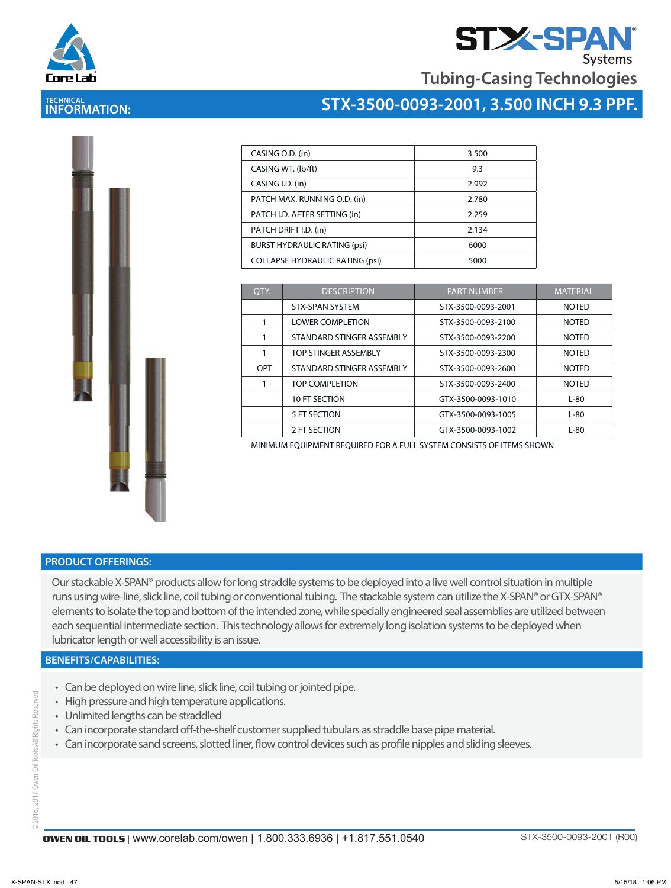# STX-SPAN® Systems

## Tubing-Casing Technologies

**TECHNICAL INFORMATION:**

## STX-3500-0093-2001, 3.500 INCH 9.3 PPF.

| | |
|---|---|
| CASING O.D. (in) | 3.500 |
| CASING WT. (lb/ft) | 9.3 |
| CASING I.D. (in) | 2.992 |
| PATCH MAX. RUNNING O.D. (in) | 2.780 |
| PATCH I.D. AFTER SETTING (in) | 2.259 |
| PATCH DRIFT I.D. (in) | 2.134 |
| BURST HYDRAULIC RATING (psi) | 6000 |
| COLLAPSE HYDRAULIC RATING (psi) | 5000 |

| QTY. | DESCRIPTION | PART NUMBER | MATERIAL |
|---|---|---|---|
| | STX-SPAN SYSTEM | STX-3500-0093-2001 | NOTED |
| 1 | LOWER COMPLETION | STX-3500-0093-2100 | NOTED |
| 1 | STANDARD STINGER ASSEMBLY | STX-3500-0093-2200 | NOTED |
| 1 | TOP STINGER ASSEMBLY | STX-3500-0093-2300 | NOTED |
| OPT | STANDARD STINGER ASSEMBLY | STX-3500-0093-2600 | NOTED |
| 1 | TOP COMPLETION | STX-3500-0093-2400 | NOTED |
| | 10 FT SECTION | GTX-3500-0093-1010 | L-80 |
| | 5 FT SECTION | GTX-3500-0093-1005 | L-80 |
| | 2 FT SECTION | GTX-3500-0093-1002 | L-80 |

MINIMUM EQUIPMENT REQUIRED FOR A FULL SYSTEM CONSISTS OF ITEMS SHOWN

## PRODUCT OFFERINGS:

Our stackable X-SPAN® products allow for long straddle systems to be deployed into a live well control situation in multiple runs using wire-line, slick line, coil tubing or conventional tubing. The stackable system can utilize the X-SPAN® or GTX-SPAN® elements to isolate the top and bottom of the intended zone, while specially engineered seal assemblies are utilized between each sequential intermediate section. This technology allows for extremely long isolation systems to be deployed when lubricator length or well accessibility is an issue.

## BENEFITS/CAPABILITIES:

- Can be deployed on wire line, slick line, coil tubing or jointed pipe.
- High pressure and high temperature applications.
- Unlimited lengths can be straddled
- Can incorporate standard off-the-shelf customer supplied tubulars as straddle base pipe material.
- Can incorporate sand screens, slotted liner, flow control devices such as profile nipples and sliding sleeves.

©2016, 2017 Owen Oil Tools All Rights Reserved

**OWEN OIL TOOLS** | www.corelab.com/owen | 1.800.333.6936 | +1.817.551.0540    STX-3500-0093-2001 (R00)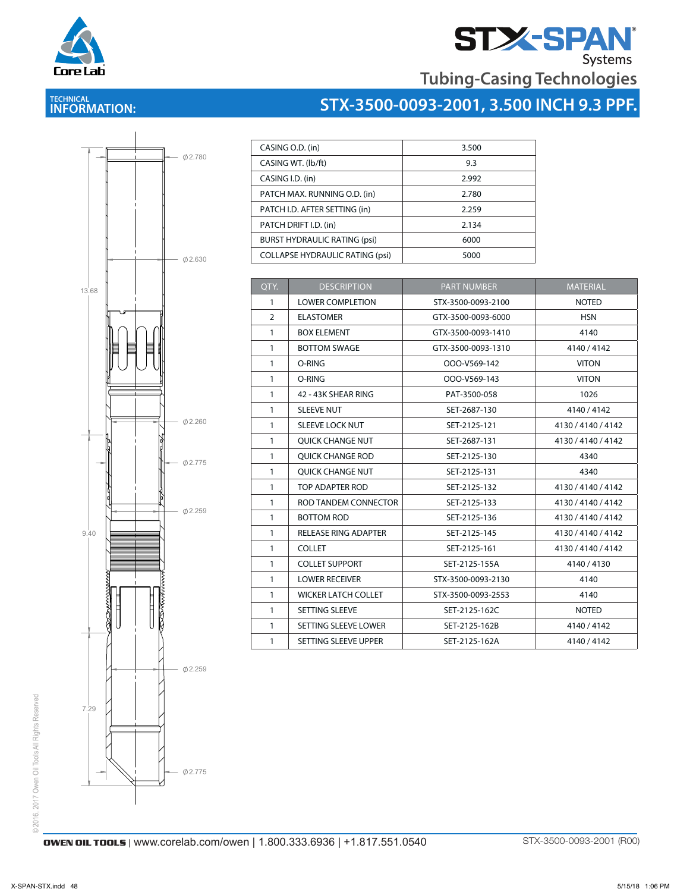# STX-SPAN Systems

## Tubing-Casing Technologies

### TECHNICAL INFORMATION: STX-3500-0093-2001, 3.500 INCH 9.3 PPF.

Ø2.780

Ø2.630

13.68

Ø2.260

Ø2.775

Ø2.259

9.40

Ø2.259

7.29

Ø2.775

| | |
|---|---|
| CASING O.D. (in) | 3.500 |
| CASING WT. (lb/ft) | 9.3 |
| CASING I.D. (in) | 2.992 |
| PATCH MAX. RUNNING O.D. (in) | 2.780 |
| PATCH I.D. AFTER SETTING (in) | 2.259 |
| PATCH DRIFT I.D. (in) | 2.134 |
| BURST HYDRAULIC RATING (psi) | 6000 |
| COLLAPSE HYDRAULIC RATING (psi) | 5000 |

| QTY. | DESCRIPTION | PART NUMBER | MATERIAL |
|---|---|---|---|
| 1 | LOWER COMPLETION | STX-3500-0093-2100 | NOTED |
| 2 | ELASTOMER | GTX-3500-0093-6000 | HSN |
| 1 | BOX ELEMENT | GTX-3500-0093-1410 | 4140 |
| 1 | BOTTOM SWAGE | GTX-3500-0093-1310 | 4140 / 4142 |
| 1 | O-RING | OOO-V569-142 | VITON |
| 1 | O-RING | OOO-V569-143 | VITON |
| 1 | 42 - 43K SHEAR RING | PAT-3500-058 | 1026 |
| 1 | SLEEVE NUT | SET-2687-130 | 4140 / 4142 |
| 1 | SLEEVE LOCK NUT | SET-2125-121 | 4130 / 4140 / 4142 |
| 1 | QUICK CHANGE NUT | SET-2687-131 | 4130 / 4140 / 4142 |
| 1 | QUICK CHANGE ROD | SET-2125-130 | 4340 |
| 1 | QUICK CHANGE NUT | SET-2125-131 | 4340 |
| 1 | TOP ADAPTER ROD | SET-2125-132 | 4130 / 4140 / 4142 |
| 1 | ROD TANDEM CONNECTOR | SET-2125-133 | 4130 / 4140 / 4142 |
| 1 | BOTTOM ROD | SET-2125-136 | 4130 / 4140 / 4142 |
| 1 | RELEASE RING ADAPTER | SET-2125-145 | 4130 / 4140 / 4142 |
| 1 | COLLET | SET-2125-161 | 4130 / 4140 / 4142 |
| 1 | COLLET SUPPORT | SET-2125-155A | 4140 / 4130 |
| 1 | LOWER RECEIVER | STX-3500-0093-2130 | 4140 |
| 1 | WICKER LATCH COLLET | STX-3500-0093-2553 | 4140 |
| 1 | SETTING SLEEVE | SET-2125-162C | NOTED |
| 1 | SETTING SLEEVE LOWER | SET-2125-162B | 4140 / 4142 |
| 1 | SETTING SLEEVE UPPER | SET-2125-162A | 4140 / 4142 |

© 2016, 2017 Owen Oil Tools All Rights Reserved

**OWEN OIL TOOLS** | www.corelab.com/owen | 1.800.333.6936 | +1.817.551.0540

STX-3500-0093-2001 (R00)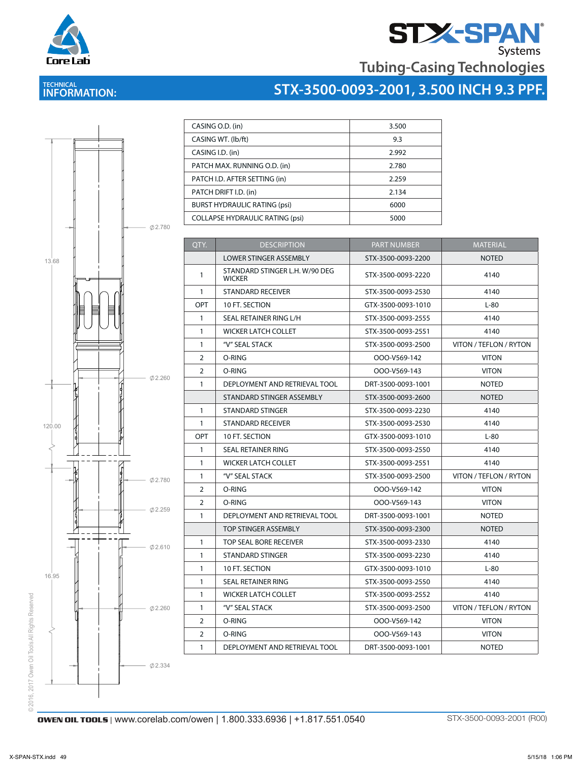# STX-SPAN Systems

## Tubing-Casing Technologies

**TECHNICAL INFORMATION:**

## STX-3500-0093-2001, 3.500 INCH 9.3 PPF.

| | |
|---|---|
| CASING O.D. (in) | 3.500 |
| CASING WT. (lb/ft) | 9.3 |
| CASING I.D. (in) | 2.992 |
| PATCH MAX. RUNNING O.D. (in) | 2.780 |
| PATCH I.D. AFTER SETTING (in) | 2.259 |
| PATCH DRIFT I.D. (in) | 2.134 |
| BURST HYDRAULIC RATING (psi) | 6000 |
| COLLAPSE HYDRAULIC RATING (psi) | 5000 |

| QTY. | DESCRIPTION | PART NUMBER | MATERIAL |
|---|---|---|---|
| | LOWER STINGER ASSEMBLY | STX-3500-0093-2200 | NOTED |
| 1 | STANDARD STINGER L.H. W/90 DEG WICKER | STX-3500-0093-2220 | 4140 |
| 1 | STANDARD RECEIVER | STX-3500-0093-2530 | 4140 |
| OPT | 10 FT. SECTION | GTX-3500-0093-1010 | L-80 |
| 1 | SEAL RETAINER RING L/H | STX-3500-0093-2555 | 4140 |
| 1 | WICKER LATCH COLLET | STX-3500-0093-2551 | 4140 |
| 1 | "V" SEAL STACK | STX-3500-0093-2500 | VITON / TEFLON / RYTON |
| 2 | O-RING | OOO-V569-142 | VITON |
| 2 | O-RING | OOO-V569-143 | VITON |
| 1 | DEPLOYMENT AND RETRIEVAL TOOL | DRT-3500-0093-1001 | NOTED |
| | STANDARD STINGER ASSEMBLY | STX-3500-0093-2600 | NOTED |
| 1 | STANDARD STINGER | STX-3500-0093-2230 | 4140 |
| 1 | STANDARD RECEIVER | STX-3500-0093-2530 | 4140 |
| OPT | 10 FT. SECTION | GTX-3500-0093-1010 | L-80 |
| 1 | SEAL RETAINER RING | STX-3500-0093-2550 | 4140 |
| 1 | WICKER LATCH COLLET | STX-3500-0093-2551 | 4140 |
| 1 | "V" SEAL STACK | STX-3500-0093-2500 | VITON / TEFLON / RYTON |
| 2 | O-RING | OOO-V569-142 | VITON |
| 2 | O-RING | OOO-V569-143 | VITON |
| 1 | DEPLOYMENT AND RETRIEVAL TOOL | DRT-3500-0093-1001 | NOTED |
| | TOP STINGER ASSEMBLY | STX-3500-0093-2300 | NOTED |
| 1 | TOP SEAL BORE RECEIVER | STX-3500-0093-2330 | 4140 |
| 1 | STANDARD STINGER | STX-3500-0093-2230 | 4140 |
| 1 | 10 FT. SECTION | GTX-3500-0093-1010 | L-80 |
| 1 | SEAL RETAINER RING | STX-3500-0093-2550 | 4140 |
| 1 | WICKER LATCH COLLET | STX-3500-0093-2552 | 4140 |
| 1 | "V" SEAL STACK | STX-3500-0093-2500 | VITON / TEFLON / RYTON |
| 2 | O-RING | OOO-V569-142 | VITON |
| 2 | O-RING | OOO-V569-143 | VITON |
| 1 | DEPLOYMENT AND RETRIEVAL TOOL | DRT-3500-0093-1001 | NOTED |

13.68 | 120.00 | 16.95

Ø2.780 | Ø2.260 | Ø2.780 | Ø2.259 | Ø2.610 | Ø2.260 | Ø2.334

©2016, 2017 Owen Oil Tools All Rights Reserved

**OWEN OIL TOOLS** | www.corelab.com/owen | 1.800.333.6936 | +1.817.551.0540

STX-3500-0093-2001 (R00)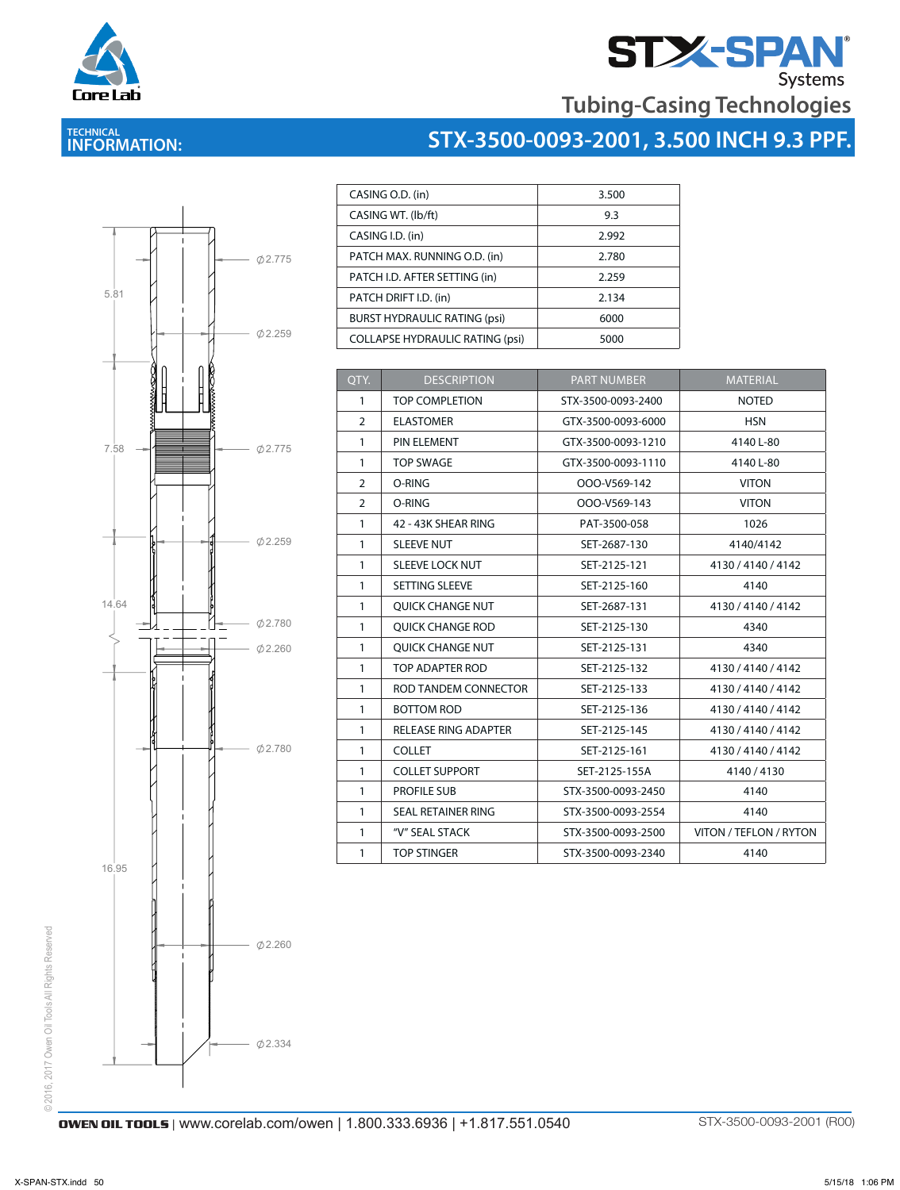# TECHNICAL INFORMATION:

## STX-3500-0093-2001, 3.500 INCH 9.3 PPF.

STX-SPAN® Systems
Tubing-Casing Technologies

5.81

⌀2.775

⌀2.259

7.58

⌀2.775

⌀2.259

14.64

⌀2.780

⌀2.260

⌀2.780

16.95

⌀2.260

⌀2.334

| | |
|---|---|
| CASING O.D. (in) | 3.500 |
| CASING WT. (lb/ft) | 9.3 |
| CASING I.D. (in) | 2.992 |
| PATCH MAX. RUNNING O.D. (in) | 2.780 |
| PATCH I.D. AFTER SETTING (in) | 2.259 |
| PATCH DRIFT I.D. (in) | 2.134 |
| BURST HYDRAULIC RATING (psi) | 6000 |
| COLLAPSE HYDRAULIC RATING (psi) | 5000 |

| QTY. | DESCRIPTION | PART NUMBER | MATERIAL |
|---|---|---|---|
| 1 | TOP COMPLETION | STX-3500-0093-2400 | NOTED |
| 2 | ELASTOMER | GTX-3500-0093-6000 | HSN |
| 1 | PIN ELEMENT | GTX-3500-0093-1210 | 4140 L-80 |
| 1 | TOP SWAGE | GTX-3500-0093-1110 | 4140 L-80 |
| 2 | O-RING | OOO-V569-142 | VITON |
| 2 | O-RING | OOO-V569-143 | VITON |
| 1 | 42 - 43K SHEAR RING | PAT-3500-058 | 1026 |
| 1 | SLEEVE NUT | SET-2687-130 | 4140/4142 |
| 1 | SLEEVE LOCK NUT | SET-2125-121 | 4130 / 4140 / 4142 |
| 1 | SETTING SLEEVE | SET-2125-160 | 4140 |
| 1 | QUICK CHANGE NUT | SET-2687-131 | 4130 / 4140 / 4142 |
| 1 | QUICK CHANGE ROD | SET-2125-130 | 4340 |
| 1 | QUICK CHANGE NUT | SET-2125-131 | 4340 |
| 1 | TOP ADAPTER ROD | SET-2125-132 | 4130 / 4140 / 4142 |
| 1 | ROD TANDEM CONNECTOR | SET-2125-133 | 4130 / 4140 / 4142 |
| 1 | BOTTOM ROD | SET-2125-136 | 4130 / 4140 / 4142 |
| 1 | RELEASE RING ADAPTER | SET-2125-145 | 4130 / 4140 / 4142 |
| 1 | COLLET | SET-2125-161 | 4130 / 4140 / 4142 |
| 1 | COLLET SUPPORT | SET-2125-155A | 4140 / 4130 |
| 1 | PROFILE SUB | STX-3500-0093-2450 | 4140 |
| 1 | SEAL RETAINER RING | STX-3500-0093-2554 | 4140 |
| 1 | "V" SEAL STACK | STX-3500-0093-2500 | VITON / TEFLON / RYTON |
| 1 | TOP STINGER | STX-3500-0093-2340 | 4140 |

©2016, 2017 Owen Oil Tools All Rights Reserved

**OWEN OIL TOOLS** | www.corelab.com/owen | 1.800.333.6936 | +1.817.551.0540

STX-3500-0093-2001 (R00)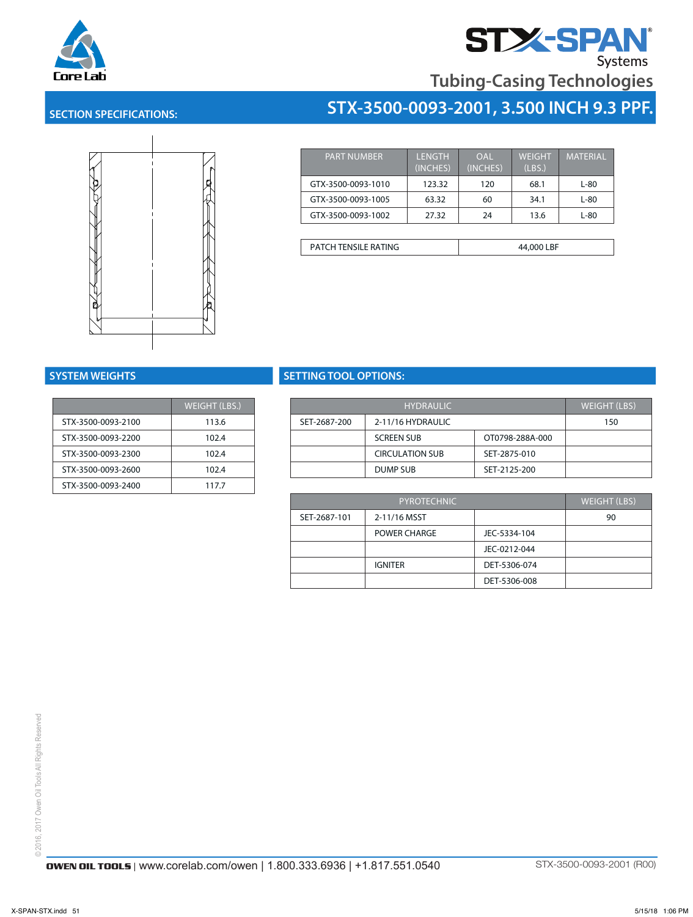# STX-SPAN Systems

## Tubing-Casing Technologies

## SECTION SPECIFICATIONS: STX-3500-0093-2001, 3.500 INCH 9.3 PPF.

| PART NUMBER | LENGTH (INCHES) | OAL (INCHES) | WEIGHT (LBS.) | MATERIAL |
|---|---|---|---|---|
| GTX-3500-0093-1010 | 123.32 | 120 | 68.1 | L-80 |
| GTX-3500-0093-1005 | 63.32 | 60 | 34.1 | L-80 |
| GTX-3500-0093-1002 | 27.32 | 24 | 13.6 | L-80 |

| PATCH TENSILE RATING | 44,000 LBF |
|---|---|

## SYSTEM WEIGHTS

| | WEIGHT (LBS.) |
|---|---|
| STX-3500-0093-2100 | 113.6 |
| STX-3500-0093-2200 | 102.4 |
| STX-3500-0093-2300 | 102.4 |
| STX-3500-0093-2600 | 102.4 |
| STX-3500-0093-2400 | 117.7 |

## SETTING TOOL OPTIONS:

| HYDRAULIC | | | WEIGHT (LBS) |
|---|---|---|---|
| SET-2687-200 | 2-11/16 HYDRAULIC | | 150 |
| | SCREEN SUB | OT0798-288A-000 | |
| | CIRCULATION SUB | SET-2875-010 | |
| | DUMP SUB | SET-2125-200 | |

| PYROTECHNIC | | | WEIGHT (LBS) |
|---|---|---|---|
| SET-2687-101 | 2-11/16 MSST | | 90 |
| | POWER CHARGE | JEC-5334-104 | |
| | | JEC-0212-044 | |
| | IGNITER | DET-5306-074 | |
| | | DET-5306-008 | |

©2016, 2017 Owen Oil Tools All Rights Reserved

OWEN OIL TOOLS | www.corelab.com/owen | 1.800.333.6936 | +1.817.551.0540

STX-3500-0093-2001 (R00)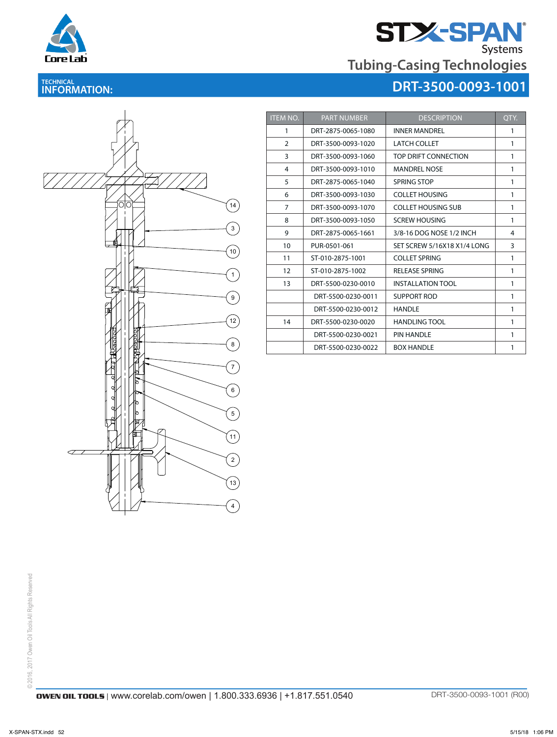# Tubing-Casing Technologies

**TECHNICAL INFORMATION:**

## DRT-3500-0093-1001

| ITEM NO. | PART NUMBER | DESCRIPTION | QTY. |
|---|---|---|---|
| 1 | DRT-2875-0065-1080 | INNER MANDREL | 1 |
| 2 | DRT-3500-0093-1020 | LATCH COLLET | 1 |
| 3 | DRT-3500-0093-1060 | TOP DRIFT CONNECTION | 1 |
| 4 | DRT-3500-0093-1010 | MANDREL NOSE | 1 |
| 5 | DRT-2875-0065-1040 | SPRING STOP | 1 |
| 6 | DRT-3500-0093-1030 | COLLET HOUSING | 1 |
| 7 | DRT-3500-0093-1070 | COLLET HOUSING SUB | 1 |
| 8 | DRT-3500-0093-1050 | SCREW HOUSING | 1 |
| 9 | DRT-2875-0065-1661 | 3/8-16 DOG NOSE 1/2 INCH | 4 |
| 10 | PUR-0501-061 | SET SCREW 5/16X18 X1/4 LONG | 3 |
| 11 | ST-010-2875-1001 | COLLET SPRING | 1 |
| 12 | ST-010-2875-1002 | RELEASE SPRING | 1 |
| 13 | DRT-5500-0230-0010 | INSTALLATION TOOL | 1 |
| | DRT-5500-0230-0011 | SUPPORT ROD | 1 |
| | DRT-5500-0230-0012 | HANDLE | 1 |
| 14 | DRT-5500-0230-0020 | HANDLING TOOL | 1 |
| | DRT-5500-0230-0021 | PIN HANDLE | 1 |
| | DRT-5500-0230-0022 | BOX HANDLE | 1 |

14
3
10
1
9
12
8
7
6
5
11
2
13
4

©2016, 2017 Owen Oil Tools All Rights Reserved

**OWEN OIL TOOLS** | www.corelab.com/owen | 1.800.333.6936 | +1.817.551.0540

DRT-3500-0093-1001 (R00)